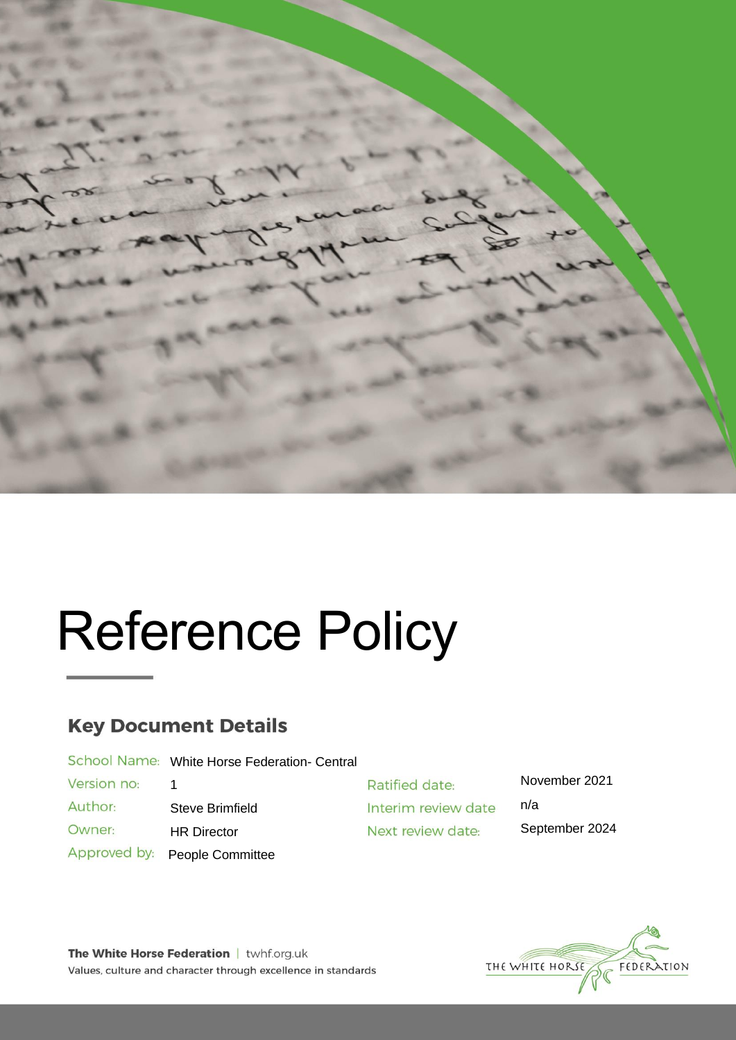# Reference Policy

## Key Document Details

| | | | |
|---|---|---|---|
| School Name: | White Horse Federation- Central | | |
| Version no: | 1 | Ratified date: | November 2021 |
| Author: | Steve Brimfield | Interim review date | n/a |
| Owner: | HR Director | Next review date: | September 2024 |
| Approved by: | People Committee | | |

**The White Horse Federation** | twhf.org.uk

Values, culture and character through excellence in standards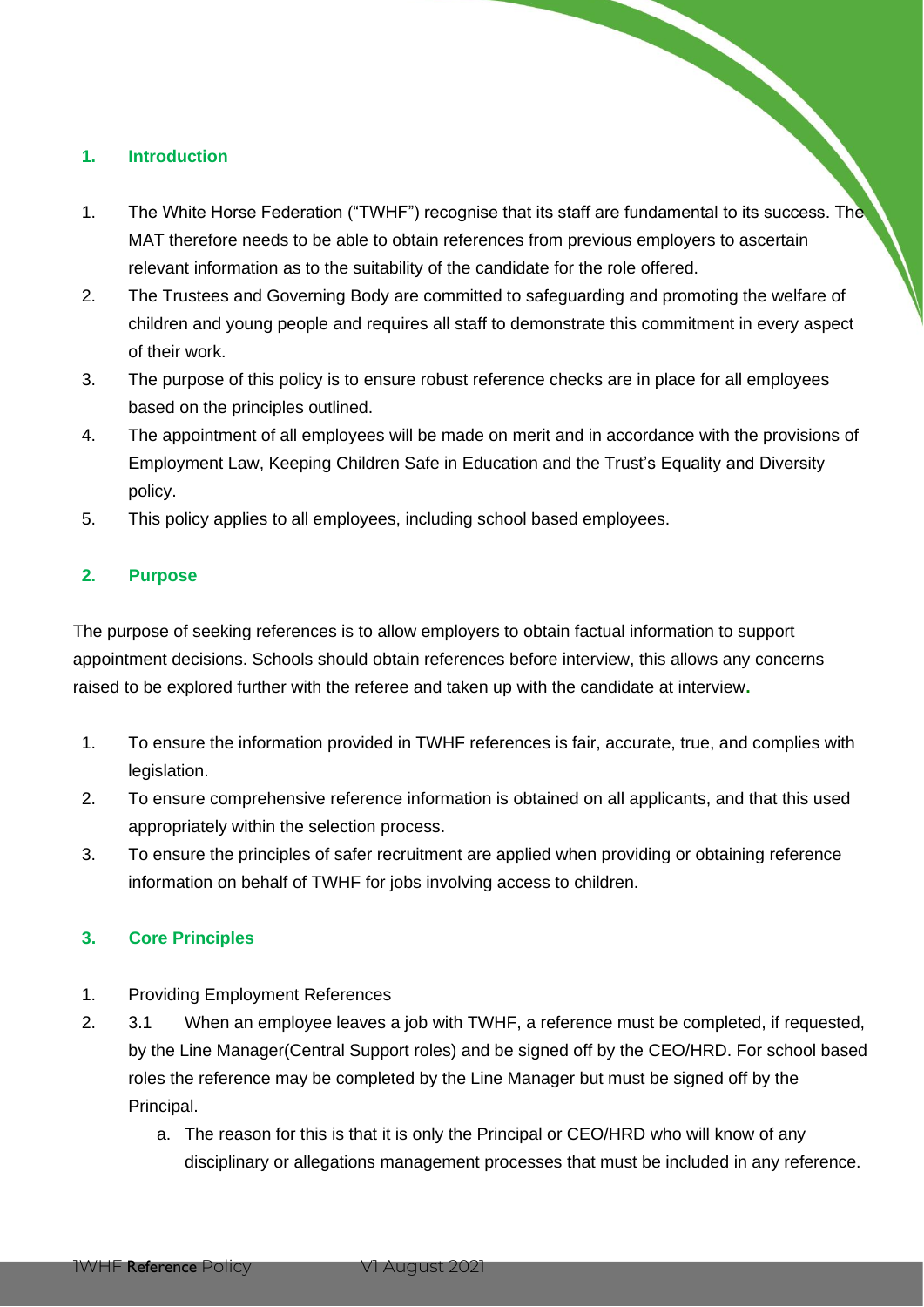## 1. Introduction

1. The White Horse Federation ("TWHF") recognise that its staff are fundamental to its success. The MAT therefore needs to be able to obtain references from previous employers to ascertain relevant information as to the suitability of the candidate for the role offered.
2. The Trustees and Governing Body are committed to safeguarding and promoting the welfare of children and young people and requires all staff to demonstrate this commitment in every aspect of their work.
3. The purpose of this policy is to ensure robust reference checks are in place for all employees based on the principles outlined.
4. The appointment of all employees will be made on merit and in accordance with the provisions of Employment Law, Keeping Children Safe in Education and the Trust's Equality and Diversity policy.
5. This policy applies to all employees, including school based employees.

## 2. Purpose

The purpose of seeking references is to allow employers to obtain factual information to support appointment decisions. Schools should obtain references before interview, this allows any concerns raised to be explored further with the referee and taken up with the candidate at interview**.**

1. To ensure the information provided in TWHF references is fair, accurate, true, and complies with legislation.
2. To ensure comprehensive reference information is obtained on all applicants, and that this used appropriately within the selection process.
3. To ensure the principles of safer recruitment are applied when providing or obtaining reference information on behalf of TWHF for jobs involving access to children.

## 3. Core Principles

1. Providing Employment References
2. 3.1 When an employee leaves a job with TWHF, a reference must be completed, if requested, by the Line Manager(Central Support roles) and be signed off by the CEO/HRD. For school based roles the reference may be completed by the Line Manager but must be signed off by the Principal.
   a. The reason for this is that it is only the Principal or CEO/HRD who will know of any disciplinary or allegations management processes that must be included in any reference.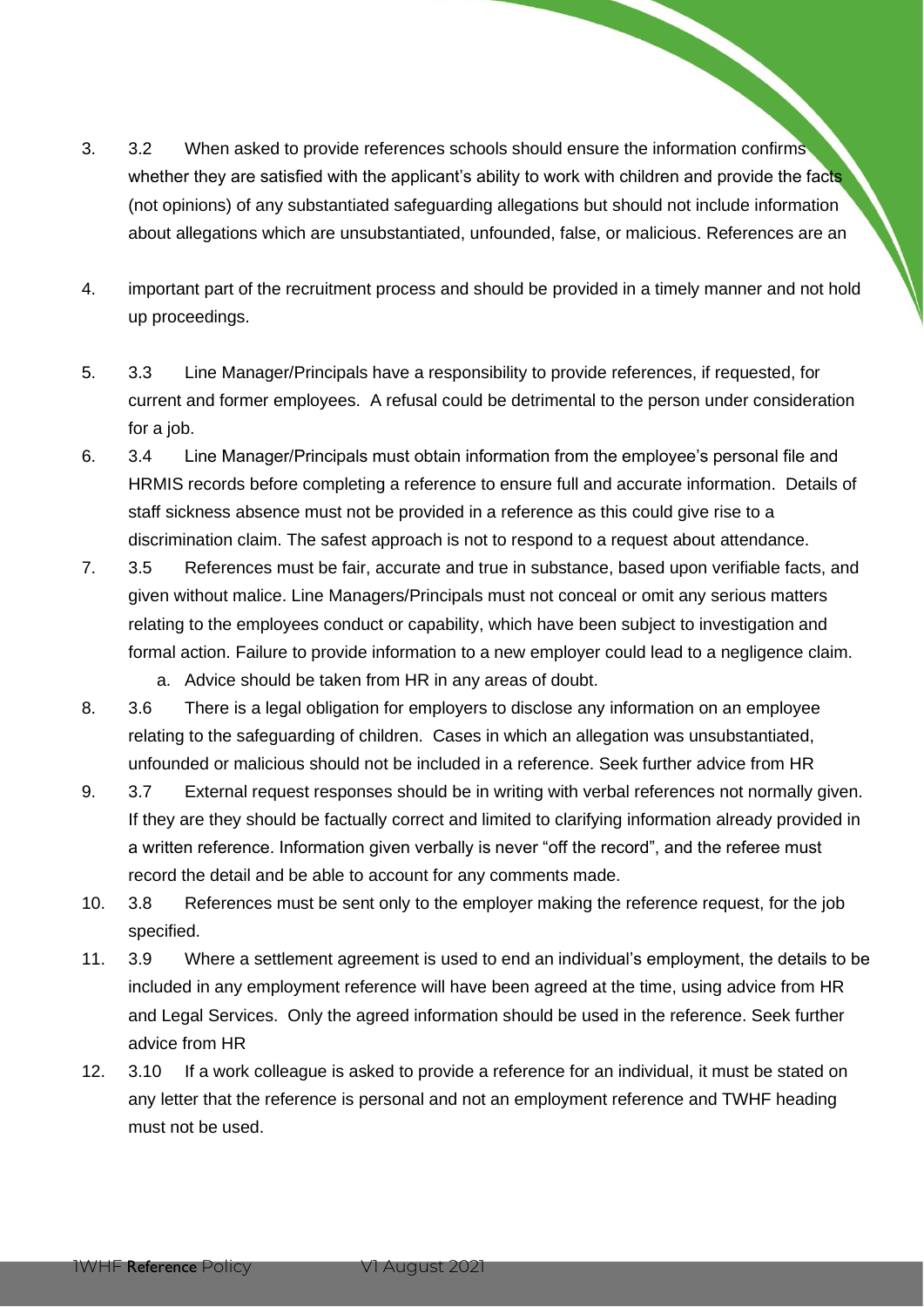3. 3.2 When asked to provide references schools should ensure the information confirms whether they are satisfied with the applicant's ability to work with children and provide the facts (not opinions) of any substantiated safeguarding allegations but should not include information about allegations which are unsubstantiated, unfounded, false, or malicious. References are an

4. important part of the recruitment process and should be provided in a timely manner and not hold up proceedings.

5. 3.3 Line Manager/Principals have a responsibility to provide references, if requested, for current and former employees. A refusal could be detrimental to the person under consideration for a job.
6. 3.4 Line Manager/Principals must obtain information from the employee's personal file and HRMIS records before completing a reference to ensure full and accurate information. Details of staff sickness absence must not be provided in a reference as this could give rise to a discrimination claim. The safest approach is not to respond to a request about attendance.
7. 3.5 References must be fair, accurate and true in substance, based upon verifiable facts, and given without malice. Line Managers/Principals must not conceal or omit any serious matters relating to the employees conduct or capability, which have been subject to investigation and formal action. Failure to provide information to a new employer could lead to a negligence claim.
    a. Advice should be taken from HR in any areas of doubt.
8. 3.6 There is a legal obligation for employers to disclose any information on an employee relating to the safeguarding of children. Cases in which an allegation was unsubstantiated, unfounded or malicious should not be included in a reference. Seek further advice from HR
9. 3.7 External request responses should be in writing with verbal references not normally given. If they are they should be factually correct and limited to clarifying information already provided in a written reference. Information given verbally is never "off the record", and the referee must record the detail and be able to account for any comments made.
10. 3.8 References must be sent only to the employer making the reference request, for the job specified.
11. 3.9 Where a settlement agreement is used to end an individual's employment, the details to be included in any employment reference will have been agreed at the time, using advice from HR and Legal Services. Only the agreed information should be used in the reference. Seek further advice from HR
12. 3.10 If a work colleague is asked to provide a reference for an individual, it must be stated on any letter that the reference is personal and not an employment reference and TWHF heading must not be used.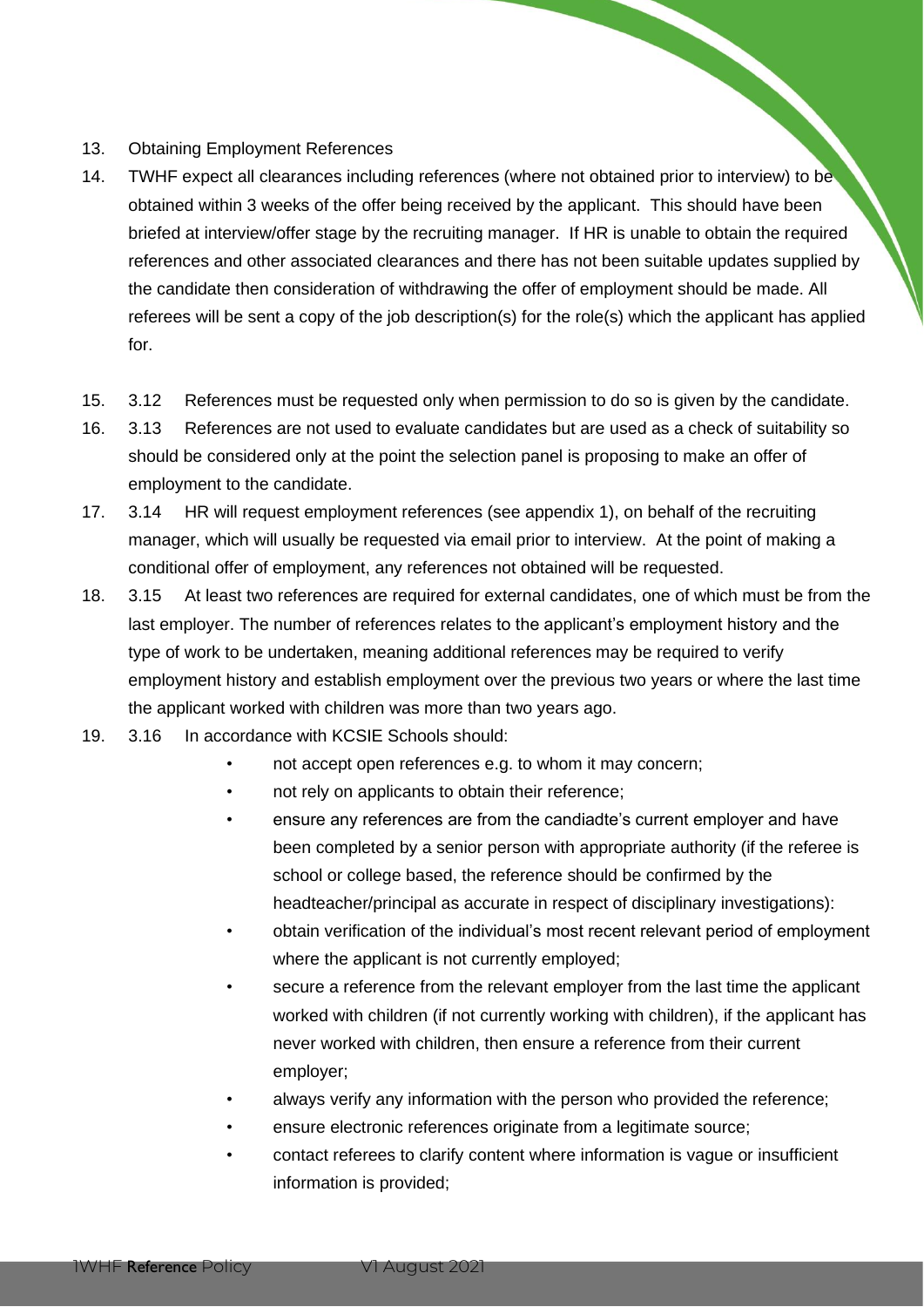13. Obtaining Employment References

14. TWHF expect all clearances including references (where not obtained prior to interview) to be obtained within 3 weeks of the offer being received by the applicant. This should have been briefed at interview/offer stage by the recruiting manager. If HR is unable to obtain the required references and other associated clearances and there has not been suitable updates supplied by the candidate then consideration of withdrawing the offer of employment should be made. All referees will be sent a copy of the job description(s) for the role(s) which the applicant has applied for.

15. 3.12 References must be requested only when permission to do so is given by the candidate.

16. 3.13 References are not used to evaluate candidates but are used as a check of suitability so should be considered only at the point the selection panel is proposing to make an offer of employment to the candidate.

17. 3.14 HR will request employment references (see appendix 1), on behalf of the recruiting manager, which will usually be requested via email prior to interview. At the point of making a conditional offer of employment, any references not obtained will be requested.

18. 3.15 At least two references are required for external candidates, one of which must be from the last employer. The number of references relates to the applicant's employment history and the type of work to be undertaken, meaning additional references may be required to verify employment history and establish employment over the previous two years or where the last time the applicant worked with children was more than two years ago.

19. 3.16 In accordance with KCSIE Schools should:
    - not accept open references e.g. to whom it may concern;
    - not rely on applicants to obtain their reference;
    - ensure any references are from the candiadte's current employer and have been completed by a senior person with appropriate authority (if the referee is school or college based, the reference should be confirmed by the headteacher/principal as accurate in respect of disciplinary investigations):
    - obtain verification of the individual's most recent relevant period of employment where the applicant is not currently employed;
    - secure a reference from the relevant employer from the last time the applicant worked with children (if not currently working with children), if the applicant has never worked with children, then ensure a reference from their current employer;
    - always verify any information with the person who provided the reference;
    - ensure electronic references originate from a legitimate source;
    - contact referees to clarify content where information is vague or insufficient information is provided;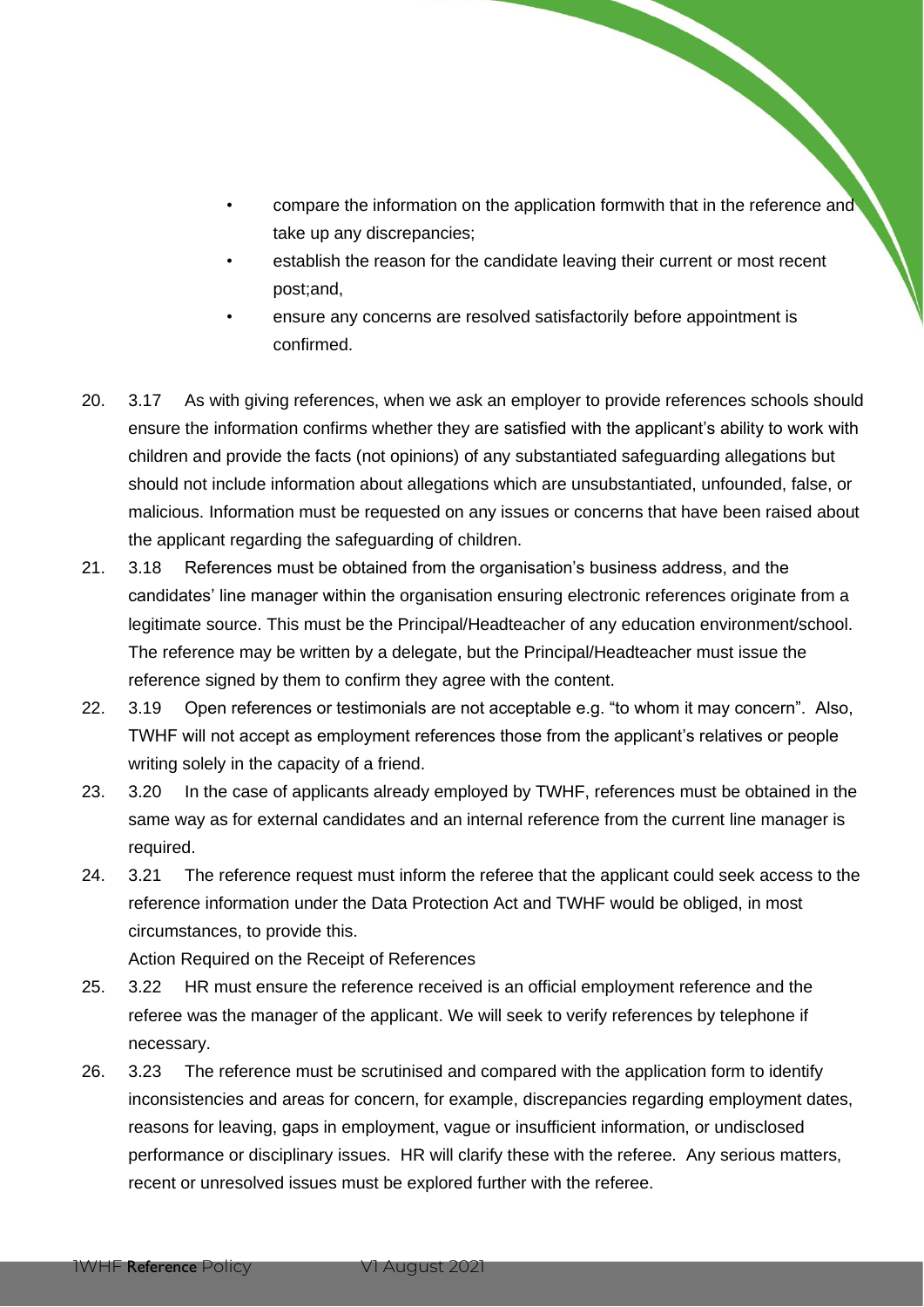- compare the information on the application formwith that in the reference and take up any discrepancies;
- establish the reason for the candidate leaving their current or most recent post;and,
- ensure any concerns are resolved satisfactorily before appointment is confirmed.

20. 3.17 As with giving references, when we ask an employer to provide references schools should ensure the information confirms whether they are satisfied with the applicant's ability to work with children and provide the facts (not opinions) of any substantiated safeguarding allegations but should not include information about allegations which are unsubstantiated, unfounded, false, or malicious. Information must be requested on any issues or concerns that have been raised about the applicant regarding the safeguarding of children.
21. 3.18 References must be obtained from the organisation's business address, and the candidates' line manager within the organisation ensuring electronic references originate from a legitimate source. This must be the Principal/Headteacher of any education environment/school. The reference may be written by a delegate, but the Principal/Headteacher must issue the reference signed by them to confirm they agree with the content.
22. 3.19 Open references or testimonials are not acceptable e.g. "to whom it may concern". Also, TWHF will not accept as employment references those from the applicant's relatives or people writing solely in the capacity of a friend.
23. 3.20 In the case of applicants already employed by TWHF, references must be obtained in the same way as for external candidates and an internal reference from the current line manager is required.
24. 3.21 The reference request must inform the referee that the applicant could seek access to the reference information under the Data Protection Act and TWHF would be obliged, in most circumstances, to provide this.

    Action Required on the Receipt of References
25. 3.22 HR must ensure the reference received is an official employment reference and the referee was the manager of the applicant. We will seek to verify references by telephone if necessary.
26. 3.23 The reference must be scrutinised and compared with the application form to identify inconsistencies and areas for concern, for example, discrepancies regarding employment dates, reasons for leaving, gaps in employment, vague or insufficient information, or undisclosed performance or disciplinary issues. HR will clarify these with the referee. Any serious matters, recent or unresolved issues must be explored further with the referee.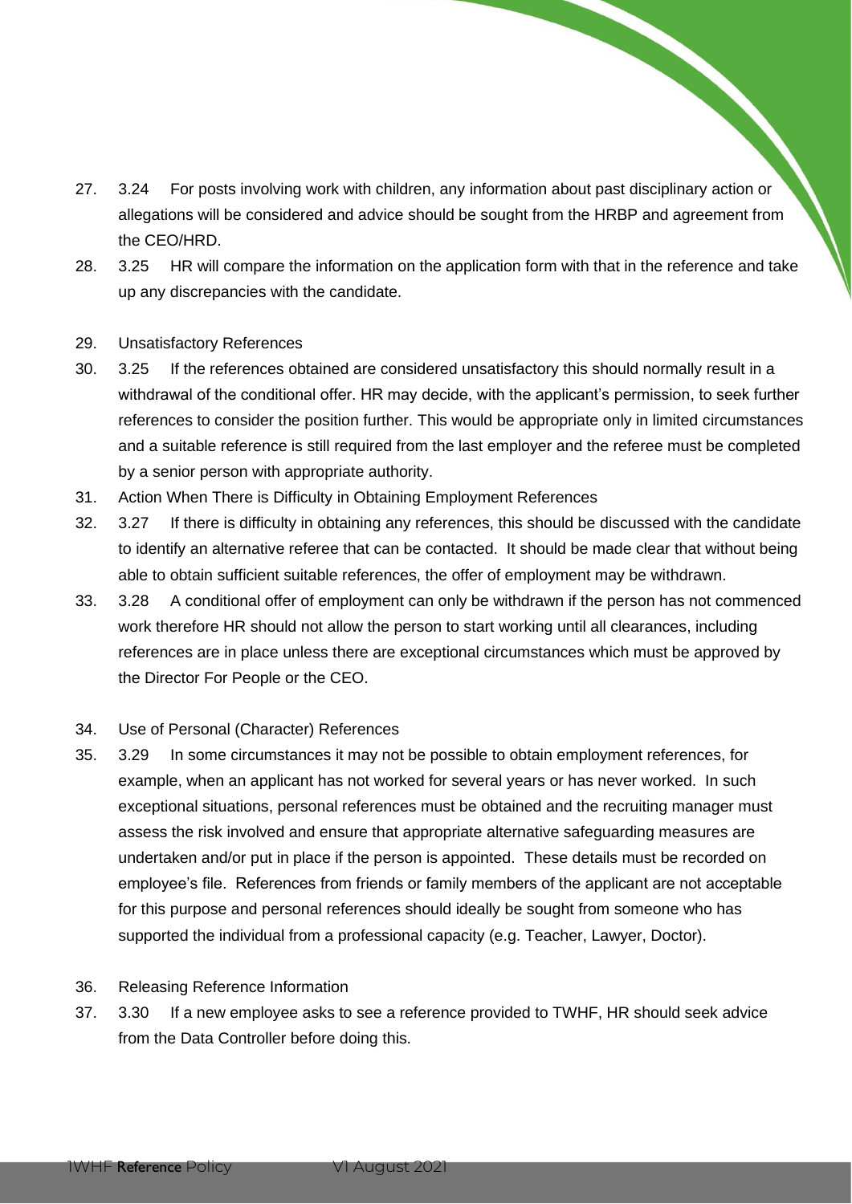27. 3.24 For posts involving work with children, any information about past disciplinary action or allegations will be considered and advice should be sought from the HRBP and agreement from the CEO/HRD.
28. 3.25 HR will compare the information on the application form with that in the reference and take up any discrepancies with the candidate.

29. Unsatisfactory References
30. 3.25 If the references obtained are considered unsatisfactory this should normally result in a withdrawal of the conditional offer. HR may decide, with the applicant's permission, to seek further references to consider the position further. This would be appropriate only in limited circumstances and a suitable reference is still required from the last employer and the referee must be completed by a senior person with appropriate authority.
31. Action When There is Difficulty in Obtaining Employment References
32. 3.27 If there is difficulty in obtaining any references, this should be discussed with the candidate to identify an alternative referee that can be contacted. It should be made clear that without being able to obtain sufficient suitable references, the offer of employment may be withdrawn.
33. 3.28 A conditional offer of employment can only be withdrawn if the person has not commenced work therefore HR should not allow the person to start working until all clearances, including references are in place unless there are exceptional circumstances which must be approved by the Director For People or the CEO.

34. Use of Personal (Character) References
35. 3.29 In some circumstances it may not be possible to obtain employment references, for example, when an applicant has not worked for several years or has never worked. In such exceptional situations, personal references must be obtained and the recruiting manager must assess the risk involved and ensure that appropriate alternative safeguarding measures are undertaken and/or put in place if the person is appointed. These details must be recorded on employee's file. References from friends or family members of the applicant are not acceptable for this purpose and personal references should ideally be sought from someone who has supported the individual from a professional capacity (e.g. Teacher, Lawyer, Doctor).

36. Releasing Reference Information
37. 3.30 If a new employee asks to see a reference provided to TWHF, HR should seek advice from the Data Controller before doing this.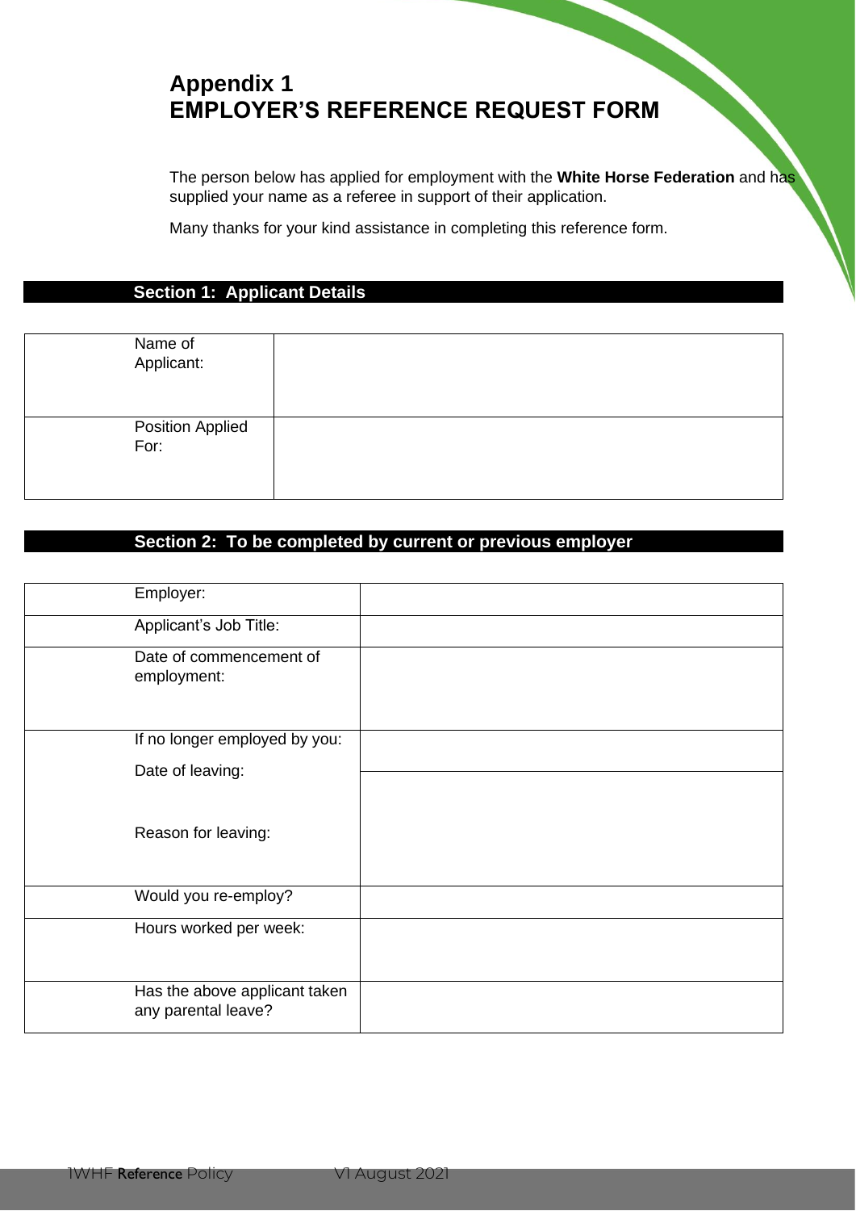## Appendix 1
## EMPLOYER'S REFERENCE REQUEST FORM

The person below has applied for employment with the **White Horse Federation** and has supplied your name as a referee in support of their application.

Many thanks for your kind assistance in completing this reference form.

### Section 1: Applicant Details

| | |
|---|---|
| Name of Applicant: | |
| Position Applied For: | |

### Section 2: To be completed by current or previous employer

| | |
|---|---|
| Employer: | |
| Applicant's Job Title: | |
| Date of commencement of employment: | |
| If no longer employed by you: Date of leaving: | |
| Reason for leaving: | |
| Would you re-employ? | |
| Hours worked per week: | |
| Has the above applicant taken any parental leave? | |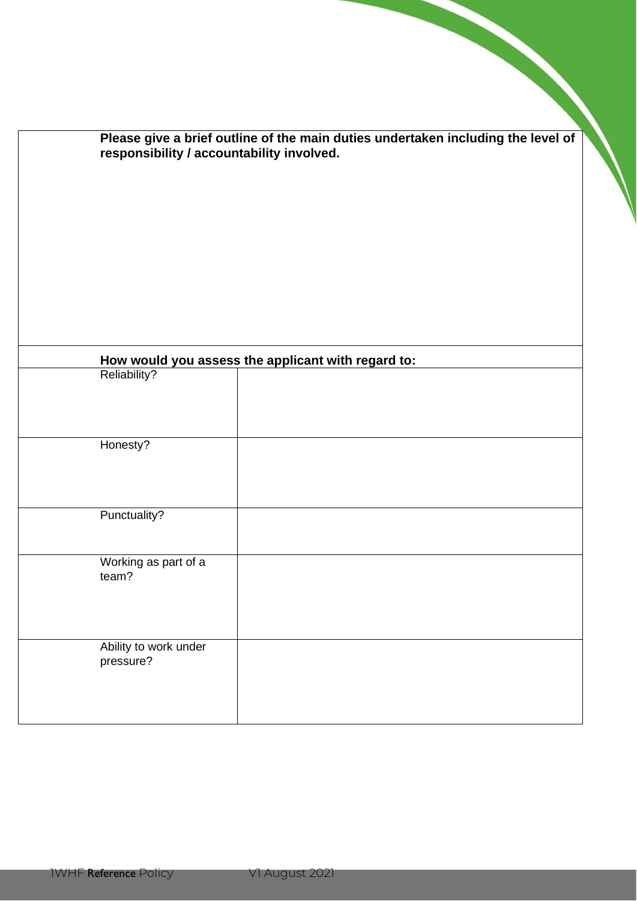| **Please give a brief outline of the main duties undertaken including the level of responsibility / accountability involved.** | |
|---|---|
| | |
| **How would you assess the applicant with regard to:** | |
| Reliability? | |
| Honesty? | |
| Punctuality? | |
| Working as part of a team? | |
| Ability to work under pressure? | |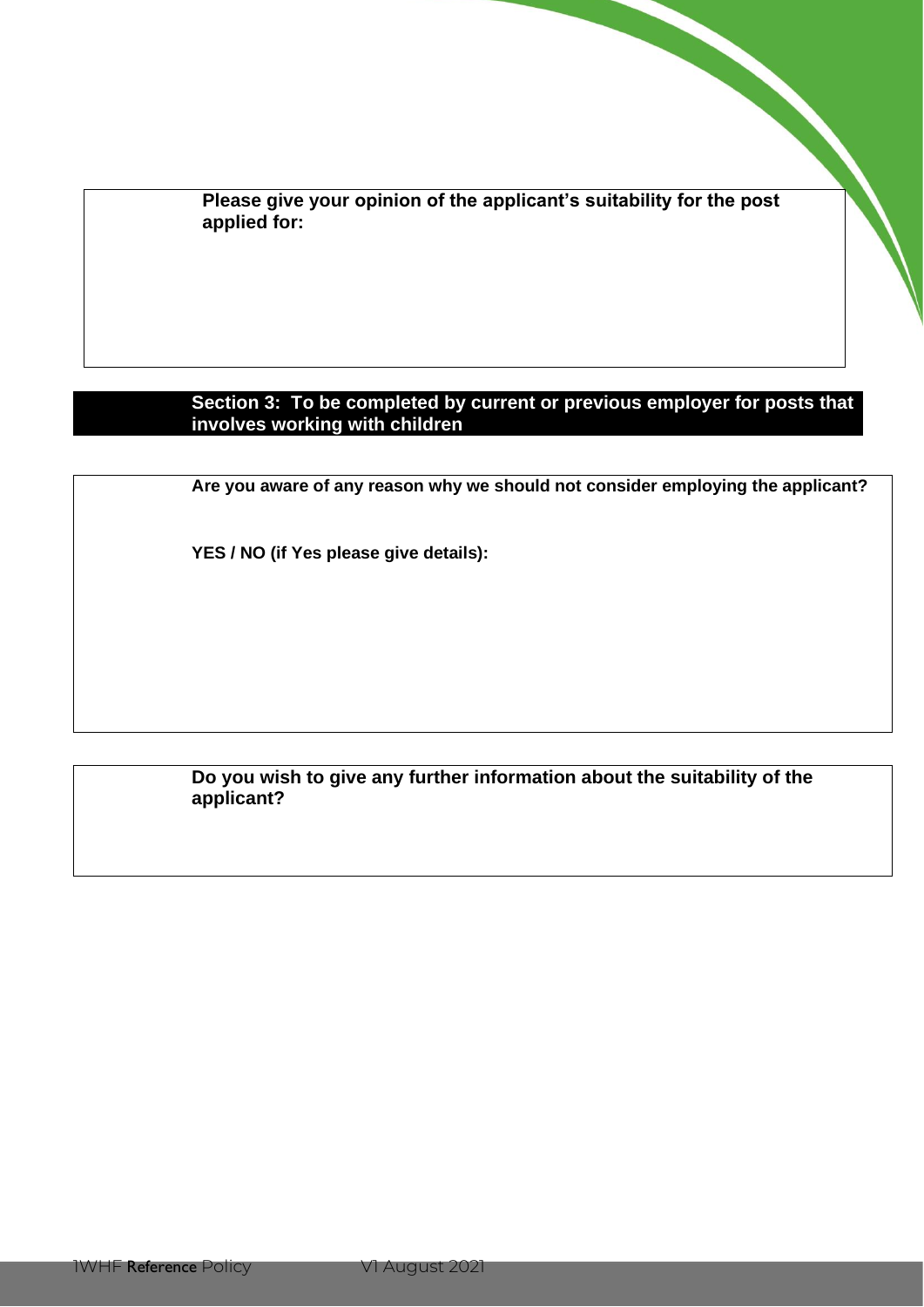**Please give your opinion of the applicant's suitability for the post applied for:**

## Section 3: To be completed by current or previous employer for posts that involves working with children

**Are you aware of any reason why we should not consider employing the applicant?**

**YES / NO (if Yes please give details):**

**Do you wish to give any further information about the suitability of the applicant?**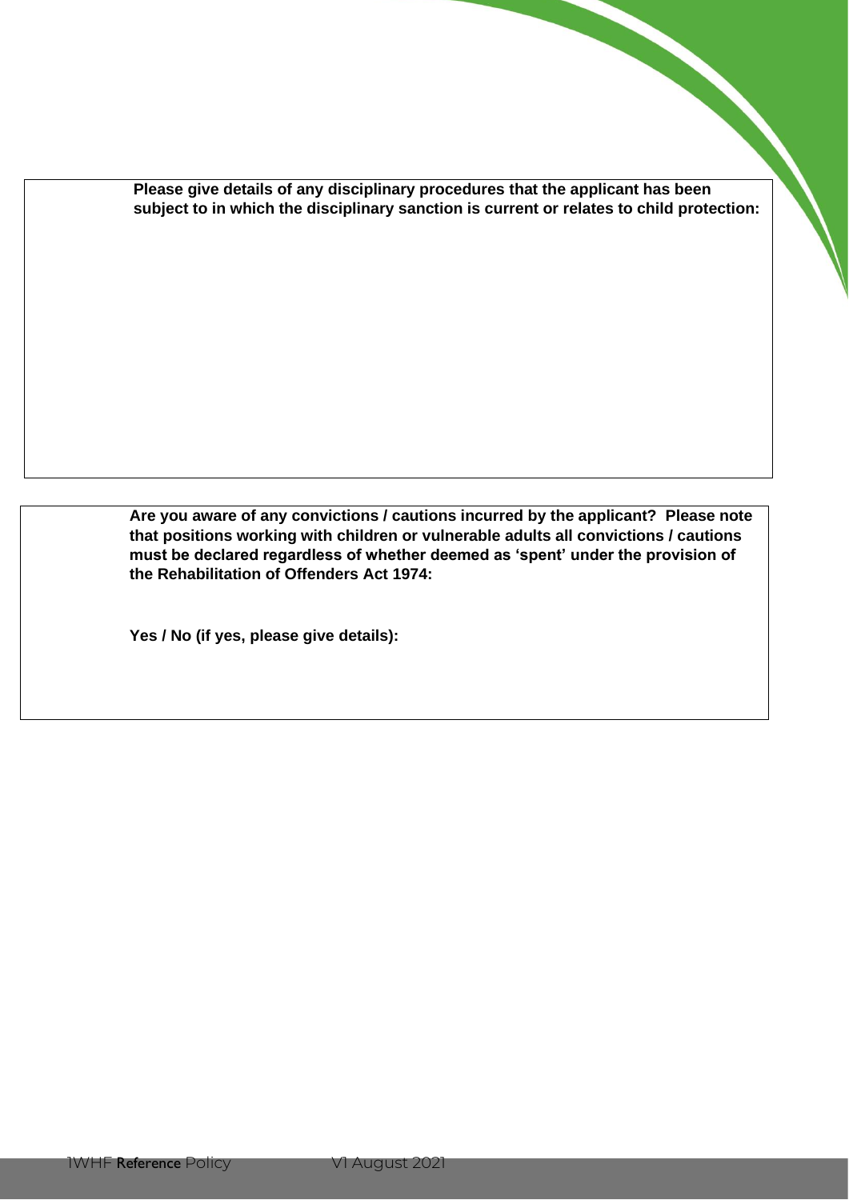**Please give details of any disciplinary procedures that the applicant has been subject to in which the disciplinary sanction is current or relates to child protection:**

**Are you aware of any convictions / cautions incurred by the applicant? Please note that positions working with children or vulnerable adults all convictions / cautions must be declared regardless of whether deemed as 'spent' under the provision of the Rehabilitation of Offenders Act 1974:**

**Yes / No (if yes, please give details):**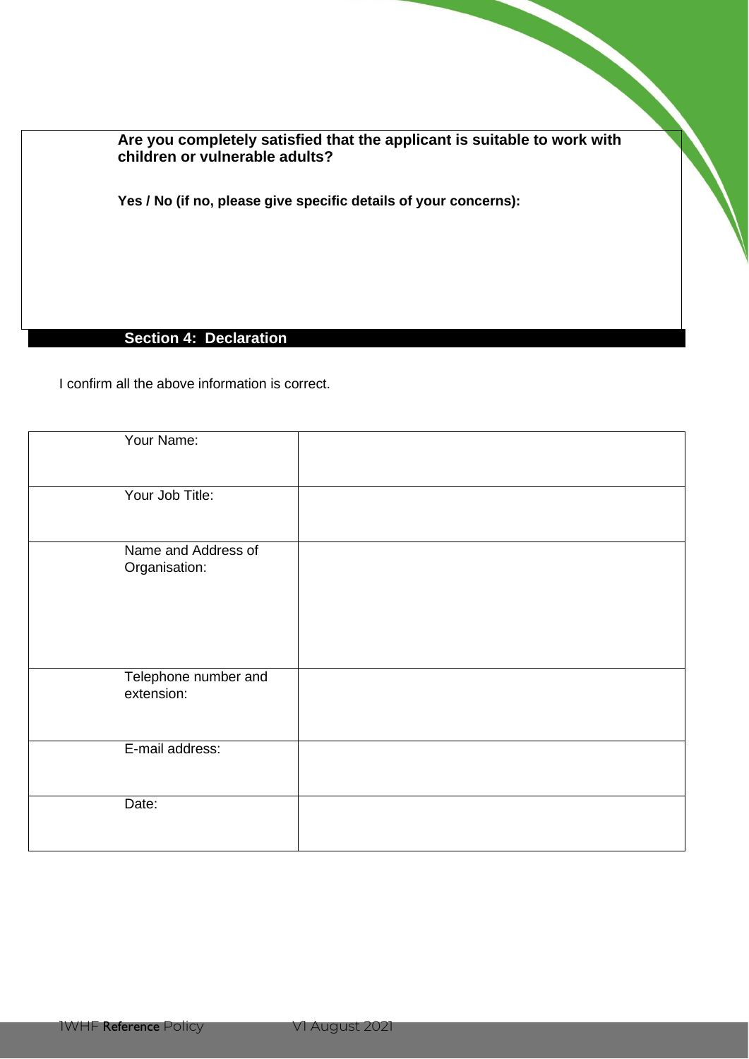**Are you completely satisfied that the applicant is suitable to work with children or vulnerable adults?**

**Yes / No (if no, please give specific details of your concerns):**

## Section 4: Declaration

I confirm all the above information is correct.

| | |
|---|---|
| Your Name: | |
| Your Job Title: | |
| Name and Address of Organisation: | |
| Telephone number and extension: | |
| E-mail address: | |
| Date: | |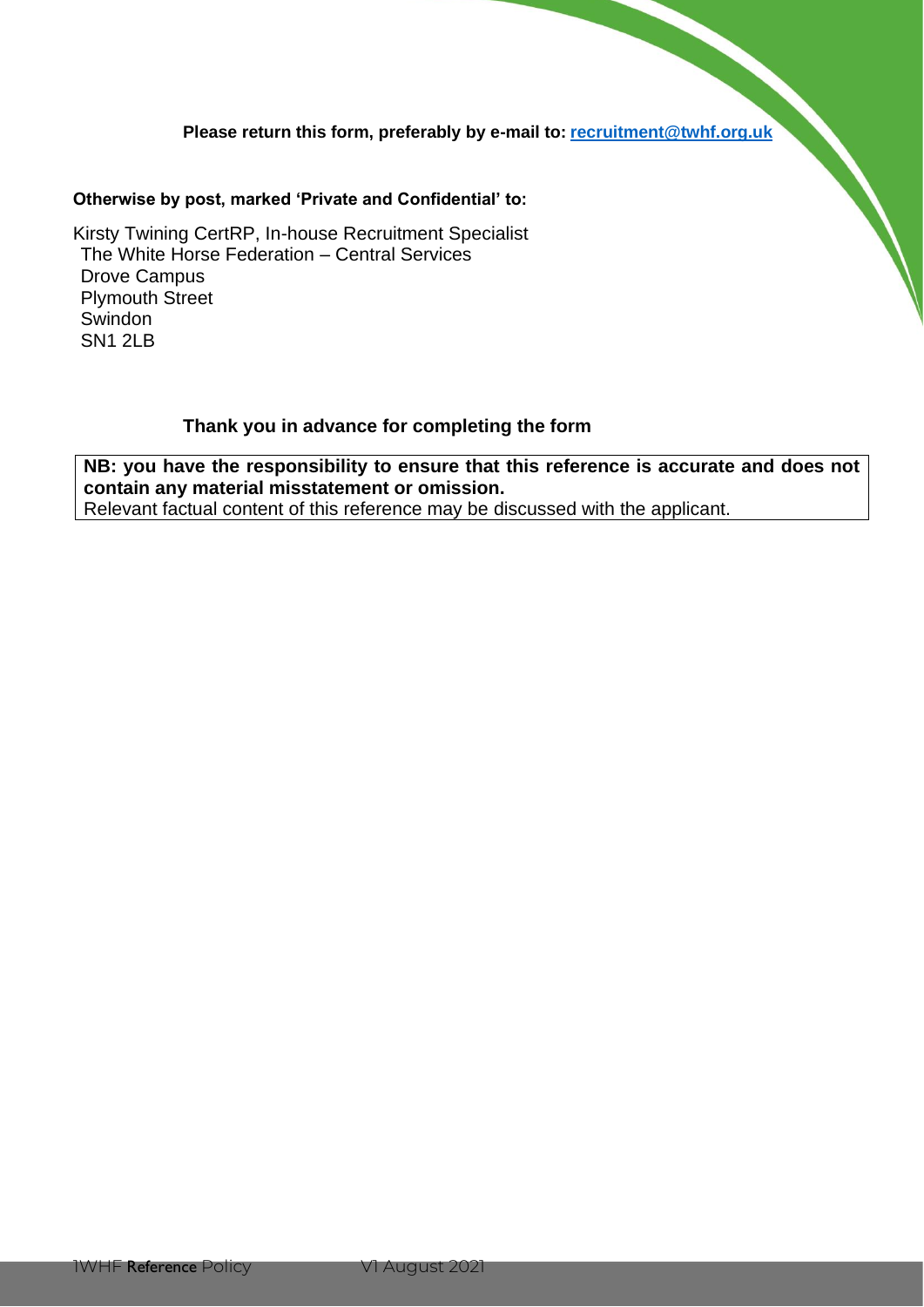**Please return this form, preferably by e-mail to: recruitment@twhf.org.uk**

**Otherwise by post, marked 'Private and Confidential' to:**

Kirsty Twining CertRP, In-house Recruitment Specialist
The White Horse Federation – Central Services
Drove Campus
Plymouth Street
Swindon
SN1 2LB

**Thank you in advance for completing the form**

**NB: you have the responsibility to ensure that this reference is accurate and does not contain any material misstatement or omission.**
Relevant factual content of this reference may be discussed with the applicant.